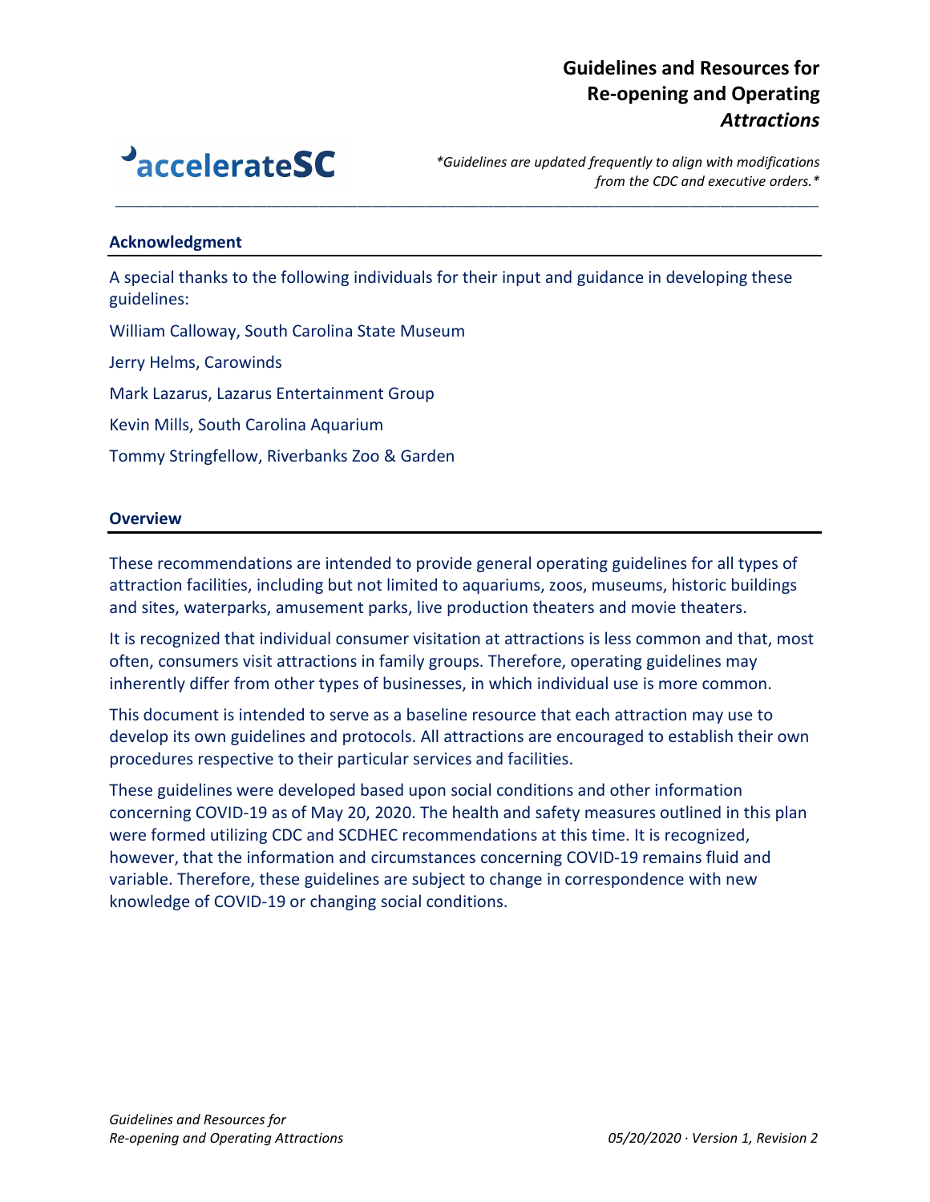# Guidelines and Resources for Re-opening and Operating *Attractions*

acceleratesSC

*\*Guidelines are updated frequently to align with modifications from the CDC and executive orders.\**

## Acknowledgment

A special thanks to the following individuals for their input and guidance in developing these guidelines:

William Calloway, South Carolina State Museum

Jerry Helms, Carowinds

Mark Lazarus, Lazarus Entertainment Group

Kevin Mills, South Carolina Aquarium

Tommy Stringfellow, Riverbanks Zoo & Garden

## Overview

These recommendations are intended to provide general operating guidelines for all types of attraction facilities, including but not limited to aquariums, zoos, museums, historic buildings and sites, waterparks, amusement parks, live production theaters and movie theaters.

It is recognized that individual consumer visitation at attractions is less common and that, most often, consumers visit attractions in family groups. Therefore, operating guidelines may inherently differ from other types of businesses, in which individual use is more common.

This document is intended to serve as a baseline resource that each attraction may use to develop its own guidelines and protocols. All attractions are encouraged to establish their own procedures respective to their particular services and facilities.

These guidelines were developed based upon social conditions and other information concerning COVID-19 as of May 20, 2020. The health and safety measures outlined in this plan were formed utilizing CDC and SCDHEC recommendations at this time. It is recognized, however, that the information and circumstances concerning COVID-19 remains fluid and variable. Therefore, these guidelines are subject to change in correspondence with new knowledge of COVID-19 or changing social conditions.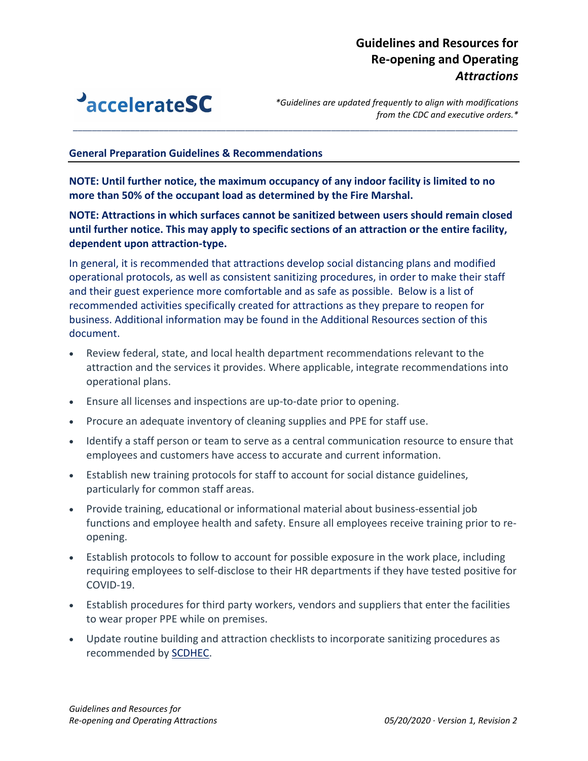# Guidelines and Resources for Re-opening and Operating *Attractions*

**accelerateSC**

*\*Guidelines are updated frequently to align with modifications from the CDC and executive orders.\**

## General Preparation Guidelines & Recommendations

**NOTE: Until further notice, the maximum occupancy of any indoor facility is limited to no more than 50% of the occupant load as determined by the Fire Marshal.**

**NOTE: Attractions in which surfaces cannot be sanitized between users should remain closed until further notice. This may apply to specific sections of an attraction or the entire facility, dependent upon attraction-type.**

In general, it is recommended that attractions develop social distancing plans and modified operational protocols, as well as consistent sanitizing procedures, in order to make their staff and their guest experience more comfortable and as safe as possible. Below is a list of recommended activities specifically created for attractions as they prepare to reopen for business. Additional information may be found in the Additional Resources section of this document.

- Review federal, state, and local health department recommendations relevant to the attraction and the services it provides. Where applicable, integrate recommendations into operational plans.
- Ensure all licenses and inspections are up-to-date prior to opening.
- Procure an adequate inventory of cleaning supplies and PPE for staff use.
- Identify a staff person or team to serve as a central communication resource to ensure that employees and customers have access to accurate and current information.
- Establish new training protocols for staff to account for social distance guidelines, particularly for common staff areas.
- Provide training, educational or informational material about business-essential job functions and employee health and safety. Ensure all employees receive training prior to re-opening.
- Establish protocols to follow to account for possible exposure in the work place, including requiring employees to self-disclose to their HR departments if they have tested positive for COVID-19.
- Establish procedures for third party workers, vendors and suppliers that enter the facilities to wear proper PPE while on premises.
- Update routine building and attraction checklists to incorporate sanitizing procedures as recommended by SCDHEC.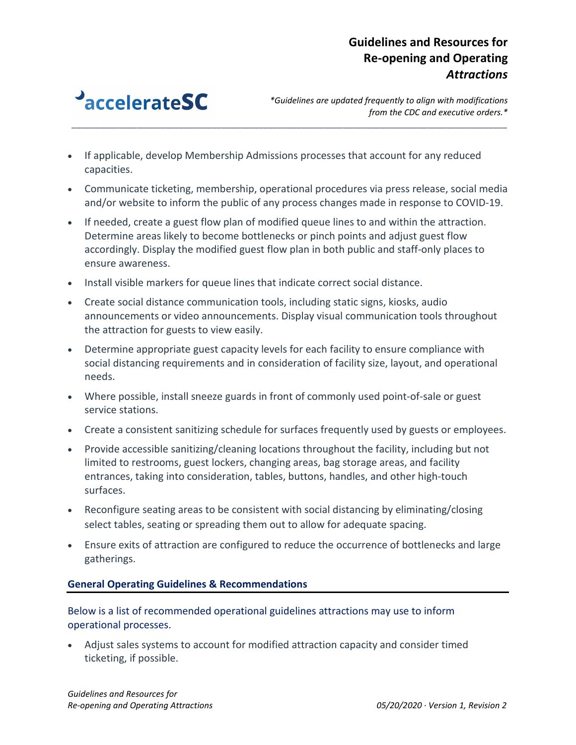- If applicable, develop Membership Admissions processes that account for any reduced capacities.
- Communicate ticketing, membership, operational procedures via press release, social media and/or website to inform the public of any process changes made in response to COVID-19.
- If needed, create a guest flow plan of modified queue lines to and within the attraction. Determine areas likely to become bottlenecks or pinch points and adjust guest flow accordingly. Display the modified guest flow plan in both public and staff-only places to ensure awareness.
- Install visible markers for queue lines that indicate correct social distance.
- Create social distance communication tools, including static signs, kiosks, audio announcements or video announcements. Display visual communication tools throughout the attraction for guests to view easily.
- Determine appropriate guest capacity levels for each facility to ensure compliance with social distancing requirements and in consideration of facility size, layout, and operational needs.
- Where possible, install sneeze guards in front of commonly used point-of-sale or guest service stations.
- Create a consistent sanitizing schedule for surfaces frequently used by guests or employees.
- Provide accessible sanitizing/cleaning locations throughout the facility, including but not limited to restrooms, guest lockers, changing areas, bag storage areas, and facility entrances, taking into consideration, tables, buttons, handles, and other high-touch surfaces.
- Reconfigure seating areas to be consistent with social distancing by eliminating/closing select tables, seating or spreading them out to allow for adequate spacing.
- Ensure exits of attraction are configured to reduce the occurrence of bottlenecks and large gatherings.

## General Operating Guidelines & Recommendations

Below is a list of recommended operational guidelines attractions may use to inform operational processes.

- Adjust sales systems to account for modified attraction capacity and consider timed ticketing, if possible.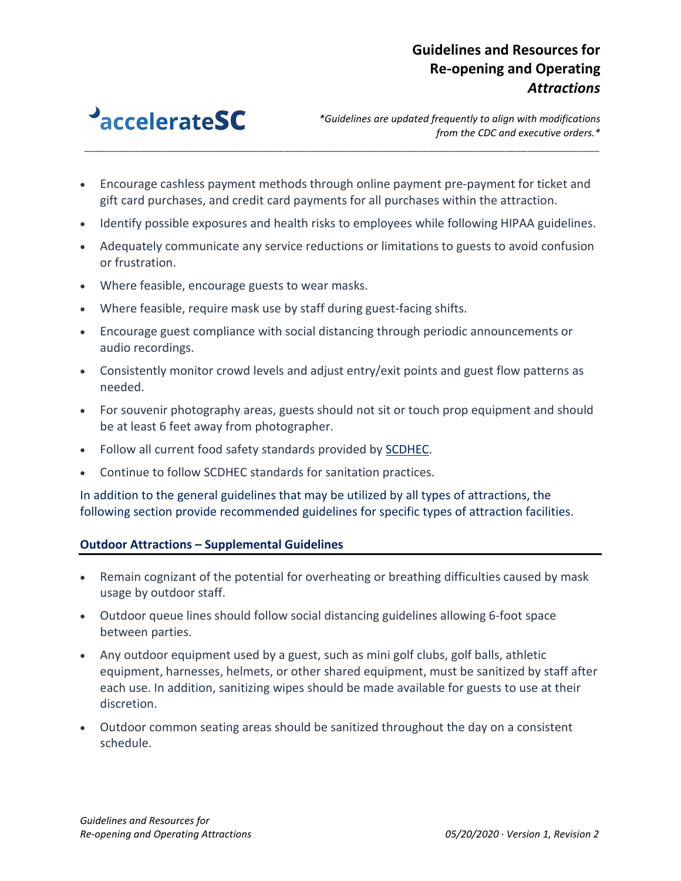- Encourage cashless payment methods through online payment pre-payment for ticket and gift card purchases, and credit card payments for all purchases within the attraction.
- Identify possible exposures and health risks to employees while following HIPAA guidelines.
- Adequately communicate any service reductions or limitations to guests to avoid confusion or frustration.
- Where feasible, encourage guests to wear masks.
- Where feasible, require mask use by staff during guest-facing shifts.
- Encourage guest compliance with social distancing through periodic announcements or audio recordings.
- Consistently monitor crowd levels and adjust entry/exit points and guest flow patterns as needed.
- For souvenir photography areas, guests should not sit or touch prop equipment and should be at least 6 feet away from photographer.
- Follow all current food safety standards provided by SCDHEC.
- Continue to follow SCDHEC standards for sanitation practices.

In addition to the general guidelines that may be utilized by all types of attractions, the following section provide recommended guidelines for specific types of attraction facilities.

### Outdoor Attractions – Supplemental Guidelines

- Remain cognizant of the potential for overheating or breathing difficulties caused by mask usage by outdoor staff.
- Outdoor queue lines should follow social distancing guidelines allowing 6-foot space between parties.
- Any outdoor equipment used by a guest, such as mini golf clubs, golf balls, athletic equipment, harnesses, helmets, or other shared equipment, must be sanitized by staff after each use. In addition, sanitizing wipes should be made available for guests to use at their discretion.
- Outdoor common seating areas should be sanitized throughout the day on a consistent schedule.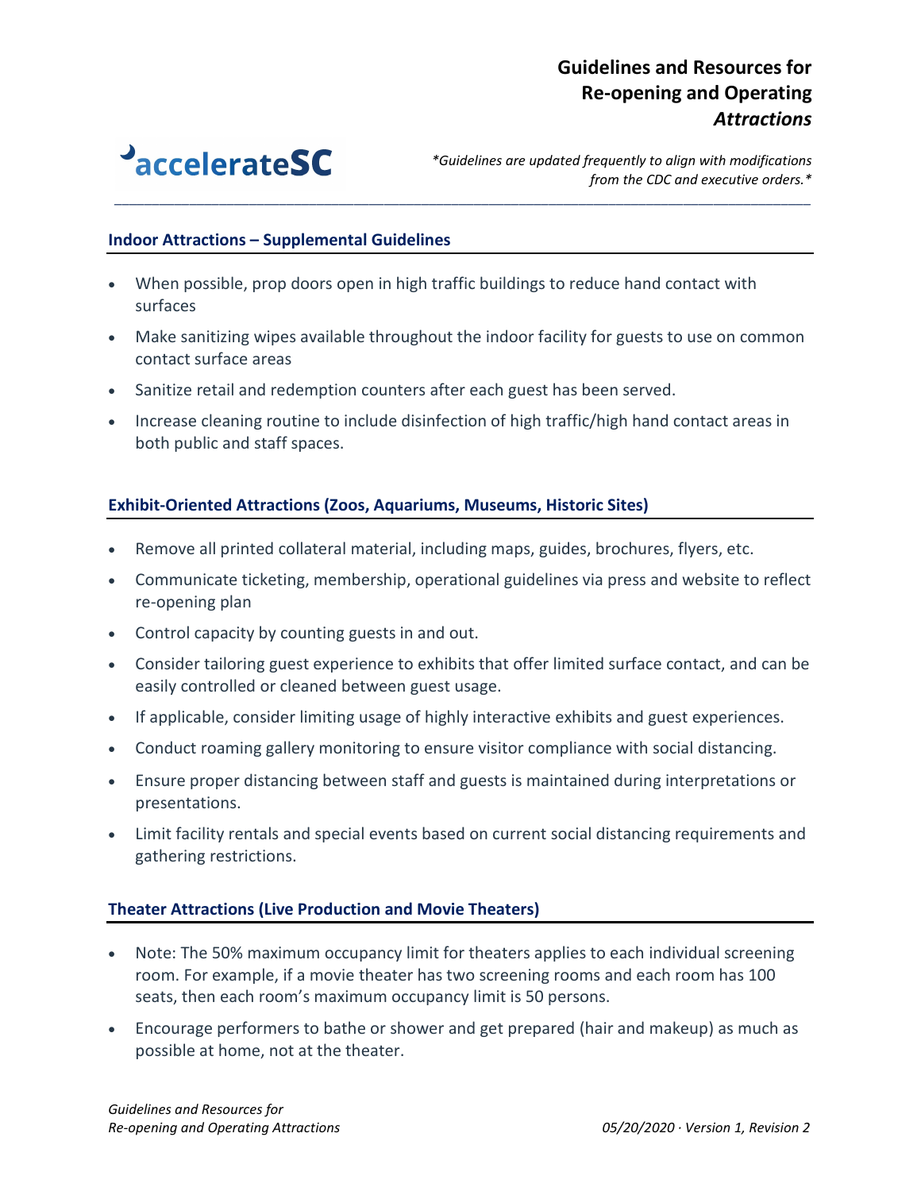## Indoor Attractions – Supplemental Guidelines

- When possible, prop doors open in high traffic buildings to reduce hand contact with surfaces
- Make sanitizing wipes available throughout the indoor facility for guests to use on common contact surface areas
- Sanitize retail and redemption counters after each guest has been served.
- Increase cleaning routine to include disinfection of high traffic/high hand contact areas in both public and staff spaces.

## Exhibit-Oriented Attractions (Zoos, Aquariums, Museums, Historic Sites)

- Remove all printed collateral material, including maps, guides, brochures, flyers, etc.
- Communicate ticketing, membership, operational guidelines via press and website to reflect re-opening plan
- Control capacity by counting guests in and out.
- Consider tailoring guest experience to exhibits that offer limited surface contact, and can be easily controlled or cleaned between guest usage.
- If applicable, consider limiting usage of highly interactive exhibits and guest experiences.
- Conduct roaming gallery monitoring to ensure visitor compliance with social distancing.
- Ensure proper distancing between staff and guests is maintained during interpretations or presentations.
- Limit facility rentals and special events based on current social distancing requirements and gathering restrictions.

## Theater Attractions (Live Production and Movie Theaters)

- Note: The 50% maximum occupancy limit for theaters applies to each individual screening room. For example, if a movie theater has two screening rooms and each room has 100 seats, then each room's maximum occupancy limit is 50 persons.
- Encourage performers to bathe or shower and get prepared (hair and makeup) as much as possible at home, not at the theater.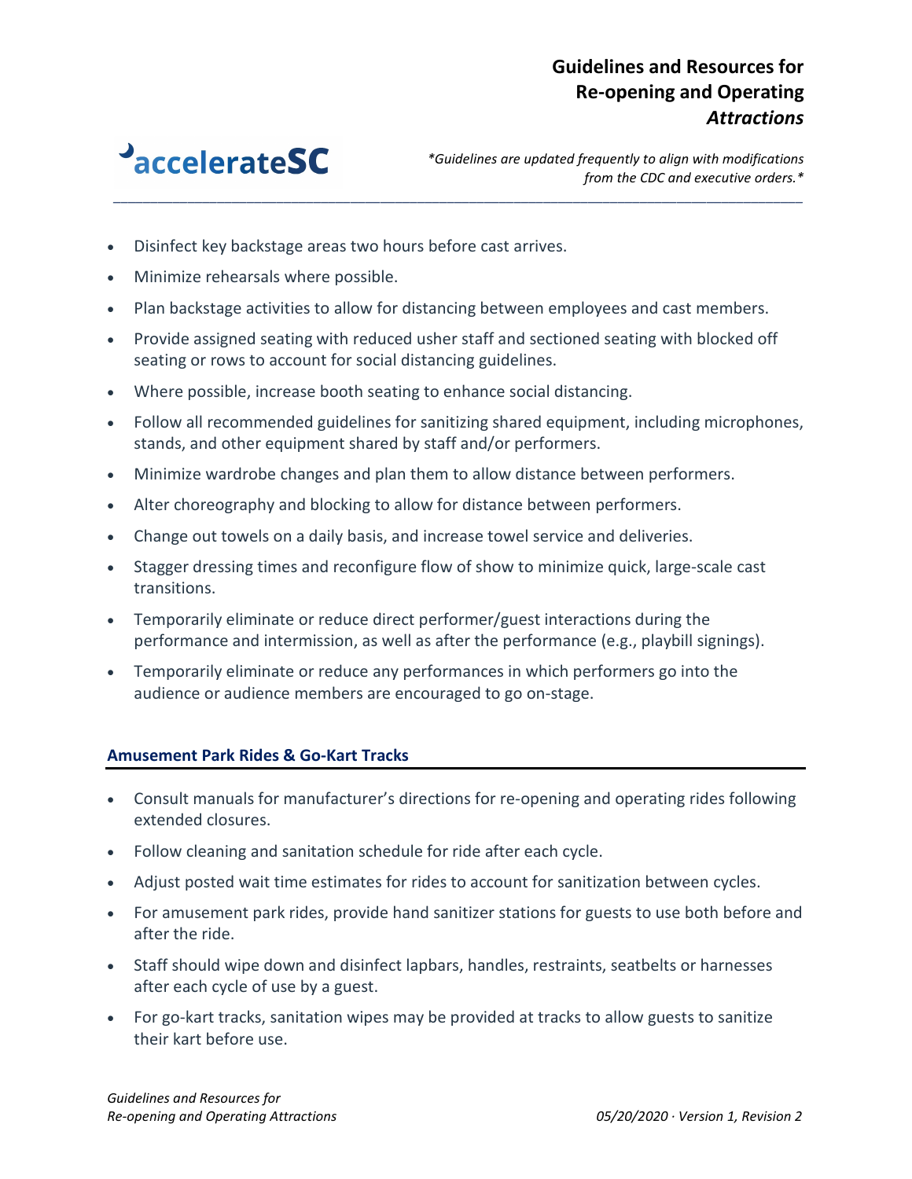- Disinfect key backstage areas two hours before cast arrives.
- Minimize rehearsals where possible.
- Plan backstage activities to allow for distancing between employees and cast members.
- Provide assigned seating with reduced usher staff and sectioned seating with blocked off seating or rows to account for social distancing guidelines.
- Where possible, increase booth seating to enhance social distancing.
- Follow all recommended guidelines for sanitizing shared equipment, including microphones, stands, and other equipment shared by staff and/or performers.
- Minimize wardrobe changes and plan them to allow distance between performers.
- Alter choreography and blocking to allow for distance between performers.
- Change out towels on a daily basis, and increase towel service and deliveries.
- Stagger dressing times and reconfigure flow of show to minimize quick, large-scale cast transitions.
- Temporarily eliminate or reduce direct performer/guest interactions during the performance and intermission, as well as after the performance (e.g., playbill signings).
- Temporarily eliminate or reduce any performances in which performers go into the audience or audience members are encouraged to go on-stage.

### Amusement Park Rides & Go-Kart Tracks

- Consult manuals for manufacturer's directions for re-opening and operating rides following extended closures.
- Follow cleaning and sanitation schedule for ride after each cycle.
- Adjust posted wait time estimates for rides to account for sanitization between cycles.
- For amusement park rides, provide hand sanitizer stations for guests to use both before and after the ride.
- Staff should wipe down and disinfect lapbars, handles, restraints, seatbelts or harnesses after each cycle of use by a guest.
- For go-kart tracks, sanitation wipes may be provided at tracks to allow guests to sanitize their kart before use.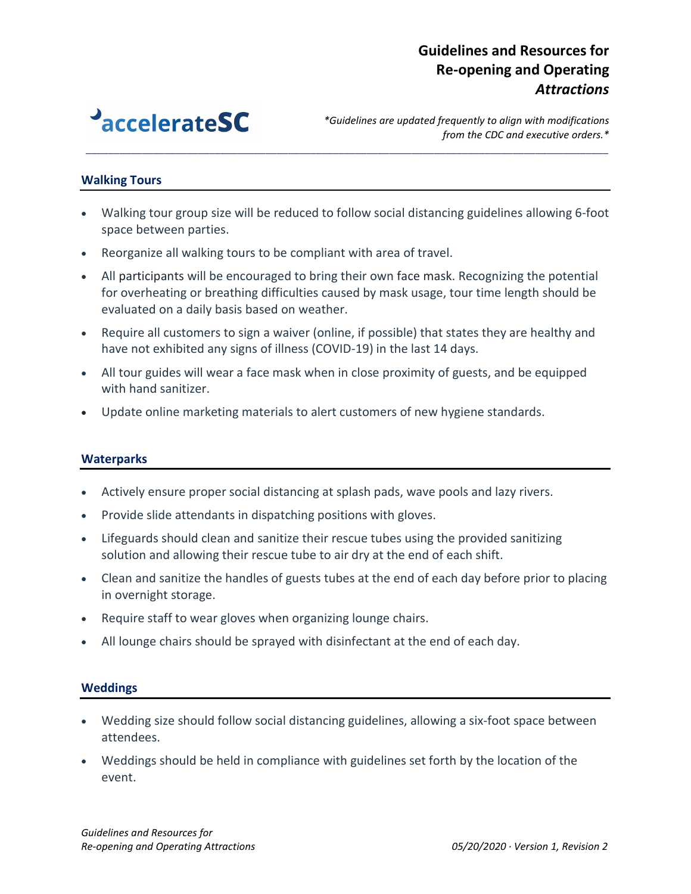## Walking Tours

- Walking tour group size will be reduced to follow social distancing guidelines allowing 6-foot space between parties.
- Reorganize all walking tours to be compliant with area of travel.
- All participants will be encouraged to bring their own face mask. Recognizing the potential for overheating or breathing difficulties caused by mask usage, tour time length should be evaluated on a daily basis based on weather.
- Require all customers to sign a waiver (online, if possible) that states they are healthy and have not exhibited any signs of illness (COVID-19) in the last 14 days.
- All tour guides will wear a face mask when in close proximity of guests, and be equipped with hand sanitizer.
- Update online marketing materials to alert customers of new hygiene standards.

## Waterparks

- Actively ensure proper social distancing at splash pads, wave pools and lazy rivers.
- Provide slide attendants in dispatching positions with gloves.
- Lifeguards should clean and sanitize their rescue tubes using the provided sanitizing solution and allowing their rescue tube to air dry at the end of each shift.
- Clean and sanitize the handles of guests tubes at the end of each day before prior to placing in overnight storage.
- Require staff to wear gloves when organizing lounge chairs.
- All lounge chairs should be sprayed with disinfectant at the end of each day.

## Weddings

- Wedding size should follow social distancing guidelines, allowing a six-foot space between attendees.
- Weddings should be held in compliance with guidelines set forth by the location of the event.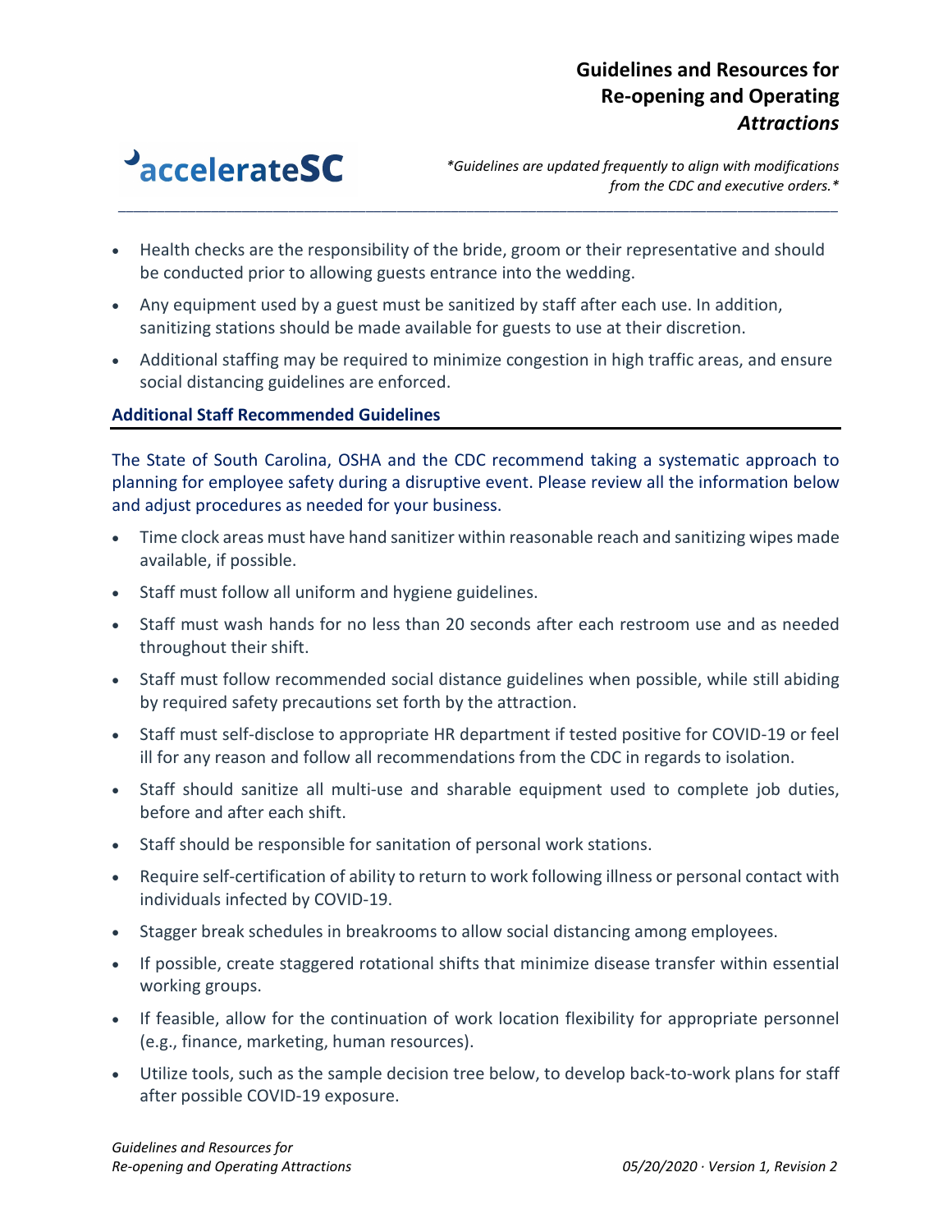- Health checks are the responsibility of the bride, groom or their representative and should be conducted prior to allowing guests entrance into the wedding.
- Any equipment used by a guest must be sanitized by staff after each use. In addition, sanitizing stations should be made available for guests to use at their discretion.
- Additional staffing may be required to minimize congestion in high traffic areas, and ensure social distancing guidelines are enforced.

### Additional Staff Recommended Guidelines

The State of South Carolina, OSHA and the CDC recommend taking a systematic approach to planning for employee safety during a disruptive event. Please review all the information below and adjust procedures as needed for your business.

- Time clock areas must have hand sanitizer within reasonable reach and sanitizing wipes made available, if possible.
- Staff must follow all uniform and hygiene guidelines.
- Staff must wash hands for no less than 20 seconds after each restroom use and as needed throughout their shift.
- Staff must follow recommended social distance guidelines when possible, while still abiding by required safety precautions set forth by the attraction.
- Staff must self-disclose to appropriate HR department if tested positive for COVID-19 or feel ill for any reason and follow all recommendations from the CDC in regards to isolation.
- Staff should sanitize all multi-use and sharable equipment used to complete job duties, before and after each shift.
- Staff should be responsible for sanitation of personal work stations.
- Require self-certification of ability to return to work following illness or personal contact with individuals infected by COVID-19.
- Stagger break schedules in breakrooms to allow social distancing among employees.
- If possible, create staggered rotational shifts that minimize disease transfer within essential working groups.
- If feasible, allow for the continuation of work location flexibility for appropriate personnel (e.g., finance, marketing, human resources).
- Utilize tools, such as the sample decision tree below, to develop back-to-work plans for staff after possible COVID-19 exposure.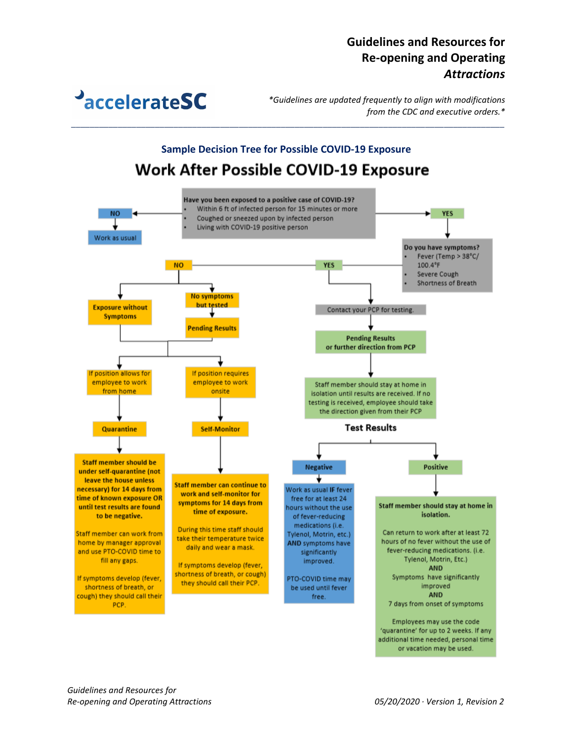## Sample Decision Tree for Possible COVID-19 Exposure

# Work After Possible COVID-19 Exposure

**Have you been exposed to a positive case of COVID-19?**

- Within 6 ft of infected person for 15 minutes or more
- Coughed or sneezed upon by infected person
- Living with COVID-19 positive person

**NO** → Work as usual

**YES** → **Do you have symptoms?**

- Fever (Temp > 38°C/ 100.4°F
- Severe Cough
- Shortness of Breath

### NO (no symptoms)

**Exposure without Symptoms** / **No symptoms but tested** → **Pending Results**

**If position allows for employee to work from home** → **Quarantine**

**Staff member should be under self-quarantine (not leave the house unless necessary) for 14 days from time of known exposure OR until test results are found to be negative.**

Staff member can work from home by manager approval and use PTO-COVID time to fill any gaps.

If symptoms develop (fever, shortness of breath, or cough) they should call their PCP.

**If position requires employee to work onsite** → **Self-Monitor**

**Staff member can continue to work and self-monitor for symptoms for 14 days from time of exposure.**

During this time staff should take their temperature twice daily and wear a mask.

If symptoms develop (fever, shortness of breath, or cough) they should call their PCP.

### YES (symptoms)

Contact your PCP for testing.

**Pending Results or further direction from PCP**

Staff member should stay at home in isolation until results are received. If no testing is received, employee should take the direction given from their PCP

**Test Results**

**Negative**

Work as usual **IF** fever free for at least 24 hours without the use of fever-reducing medications (i.e. Tylenol, Motrin, etc.) **AND** symptoms have significantly improved.

PTO-COVID time may be used until fever free.

**Positive**

**Staff member should stay at home in isolation.**

Can return to work after at least 72 hours of no fever without the use of fever-reducing medications. (i.e. Tylenol, Motrin, Etc.)
**AND**
Symptoms have significantly improved
**AND**
7 days from onset of symptoms

Employees may use the code 'quarantine' for up to 2 weeks. If any additional time needed, personal time or vacation may be used.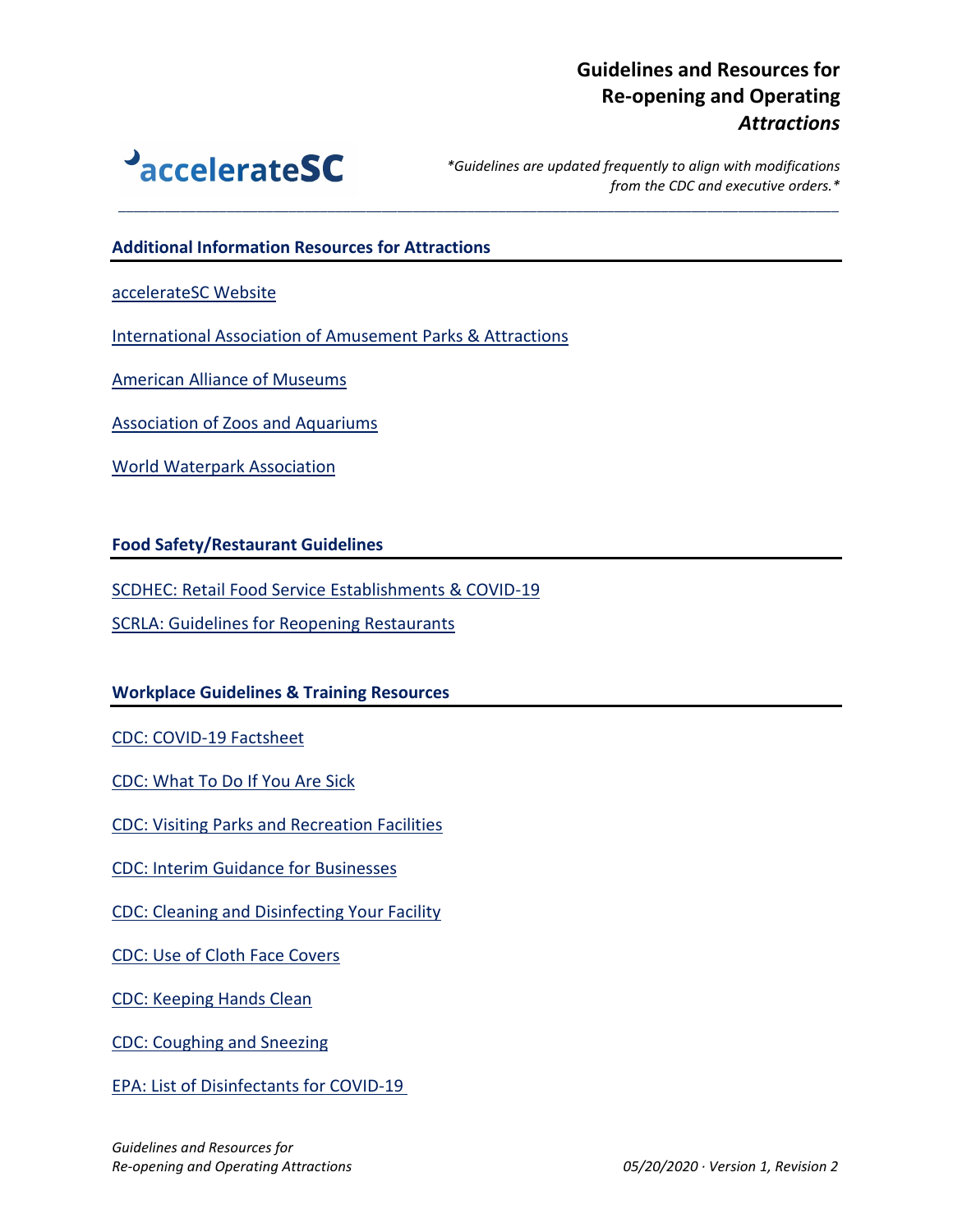## Additional Information Resources for Attractions

acceleratesC Website

International Association of Amusement Parks & Attractions

American Alliance of Museums

Association of Zoos and Aquariums

World Waterpark Association

## Food Safety/Restaurant Guidelines

SCDHEC: Retail Food Service Establishments & COVID-19

SCRLA: Guidelines for Reopening Restaurants

## Workplace Guidelines & Training Resources

CDC: COVID-19 Factsheet

CDC: What To Do If You Are Sick

CDC: Visiting Parks and Recreation Facilities

CDC: Interim Guidance for Businesses

CDC: Cleaning and Disinfecting Your Facility

CDC: Use of Cloth Face Covers

CDC: Keeping Hands Clean

CDC: Coughing and Sneezing

EPA: List of Disinfectants for COVID-19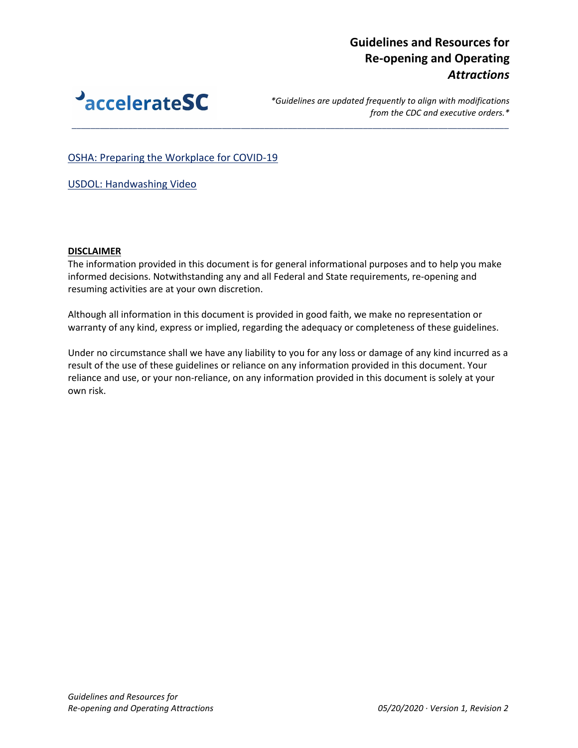[OSHA: Preparing the Workplace for COVID-19]

[USDOL: Handwashing Video]

**DISCLAIMER**

The information provided in this document is for general informational purposes and to help you make informed decisions. Notwithstanding any and all Federal and State requirements, re-opening and resuming activities are at your own discretion.

Although all information in this document is provided in good faith, we make no representation or warranty of any kind, express or implied, regarding the adequacy or completeness of these guidelines.

Under no circumstance shall we have any liability to you for any loss or damage of any kind incurred as a result of the use of these guidelines or reliance on any information provided in this document. Your reliance and use, or your non-reliance, on any information provided in this document is solely at your own risk.